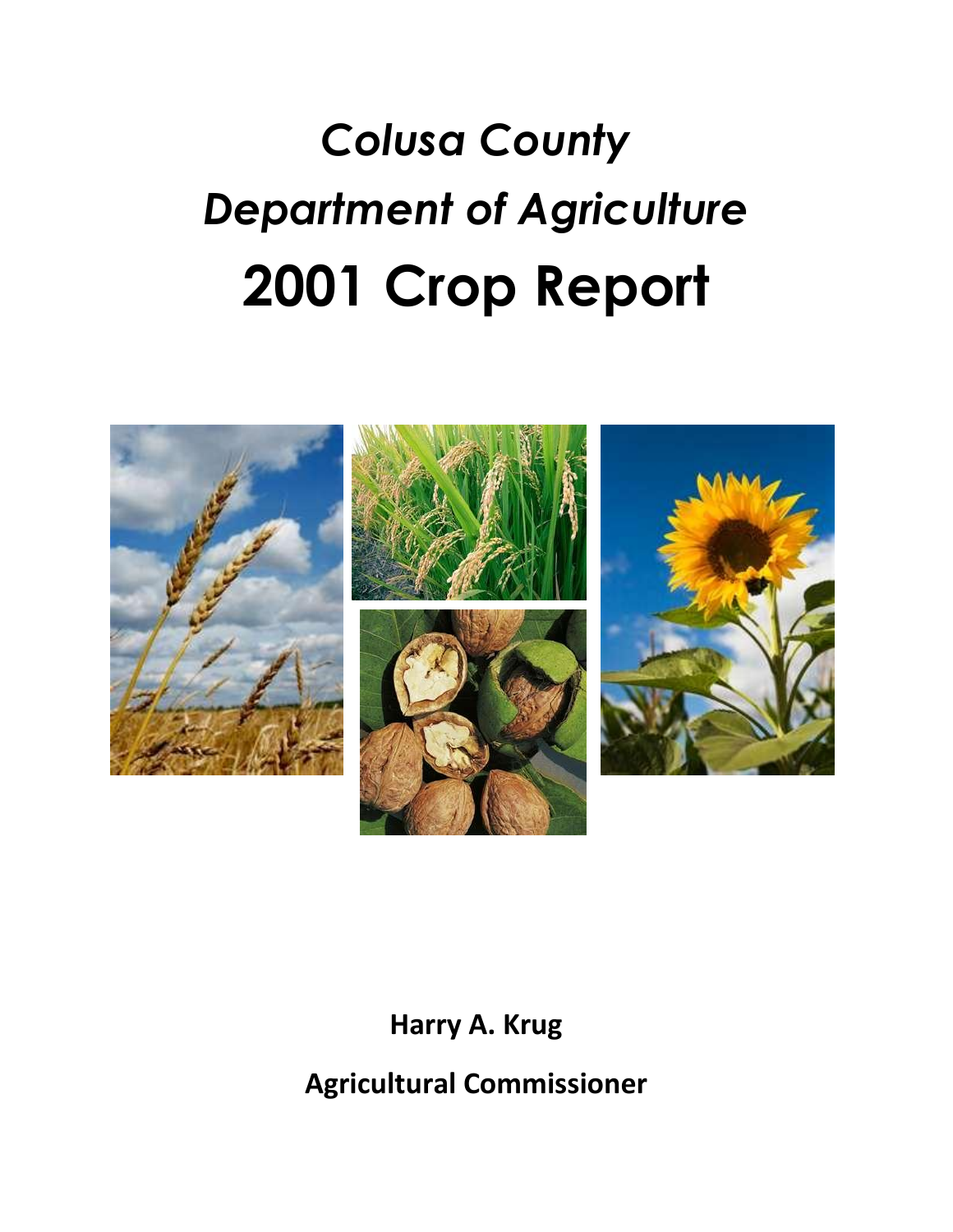# *Colusa County*

# *Department of Agriculture*

# 2001 Crop Report

**Harry A. Krug**

**Agricultural Commissioner**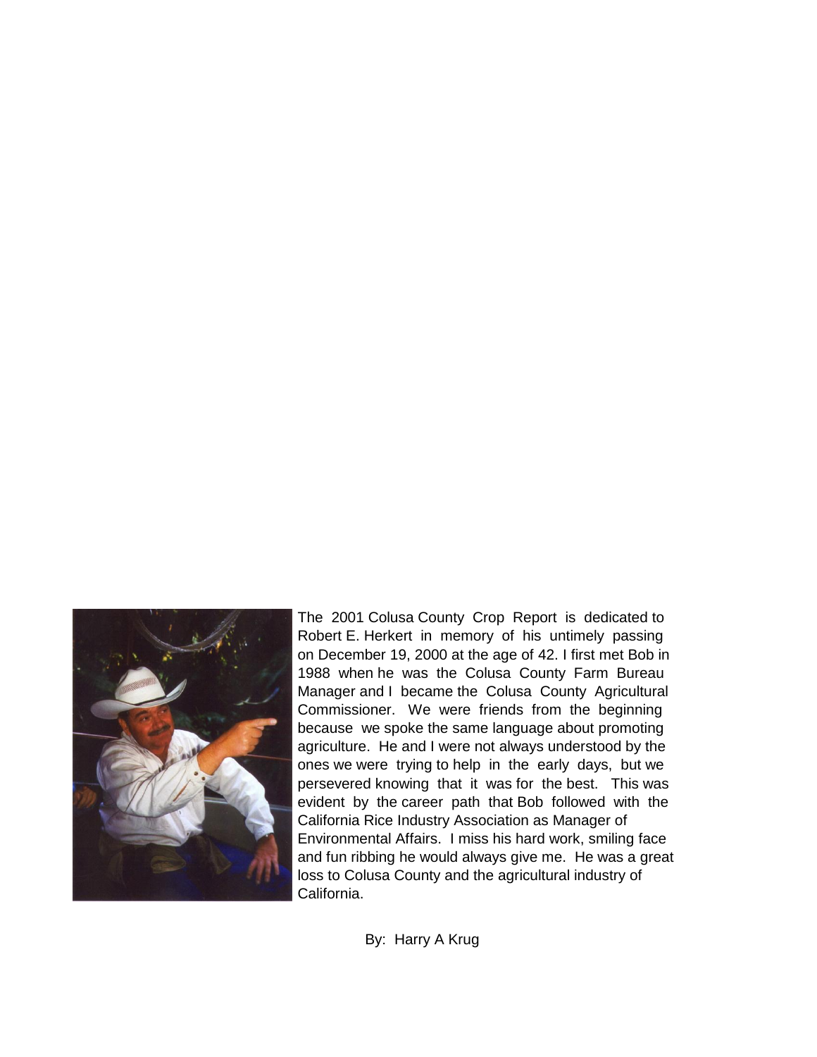The 2001 Colusa County Crop Report is dedicated to Robert E. Herkert in memory of his untimely passing on December 19, 2000 at the age of 42. I first met Bob in 1988 when he was the Colusa County Farm Bureau Manager and I became the Colusa County Agricultural Commissioner. We were friends from the beginning because we spoke the same language about promoting agriculture. He and I were not always understood by the ones we were trying to help in the early days, but we persevered knowing that it was for the best. This was evident by the career path that Bob followed with the California Rice Industry Association as Manager of Environmental Affairs. I miss his hard work, smiling face and fun ribbing he would always give me. He was a great loss to Colusa County and the agricultural industry of California.

By: Harry A Krug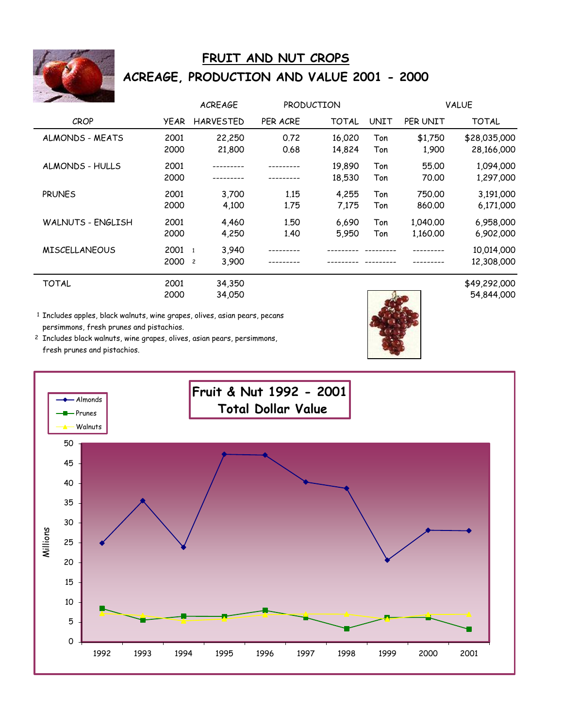# FRUIT AND NUT CROPS

## ACREAGE, PRODUCTION AND VALUE 2001 - 2000

| | | ACREAGE | PRODUCTION | | | VALUE | |
|---|---|---|---|---|---|---|---|
| CROP | YEAR | HARVESTED | PER ACRE | TOTAL | UNIT | PER UNIT | TOTAL |
| ALMONDS - MEATS | 2001 | 22,250 | 0.72 | 16,020 | Ton | $1,750 | $28,035,000 |
| | 2000 | 21,800 | 0.68 | 14,824 | Ton | 1,900 | 28,166,000 |
| ALMONDS - HULLS | 2001 | --------- | --------- | 19,890 | Ton | 55.00 | 1,094,000 |
| | 2000 | --------- | --------- | 18,530 | Ton | 70.00 | 1,297,000 |
| PRUNES | 2001 | 3,700 | 1.15 | 4,255 | Ton | 750.00 | 3,191,000 |
| | 2000 | 4,100 | 1.75 | 7,175 | Ton | 860.00 | 6,171,000 |
| WALNUTS - ENGLISH | 2001 | 4,460 | 1.50 | 6,690 | Ton | 1,040.00 | 6,958,000 |
| | 2000 | 4,250 | 1.40 | 5,950 | Ton | 1,160.00 | 6,902,000 |
| MISCELLANEOUS | 2001 [1] | 3,940 | --------- | --------- | --------- | --------- | 10,014,000 |
| | 2000 [2] | 3,900 | --------- | --------- | --------- | --------- | 12,308,000 |
| TOTAL | 2001 | 34,350 | | | | | $49,292,000 |
| | 2000 | 34,050 | | | | | 54,844,000 |

[1] Includes apples, black walnuts, wine grapes, olives, asian pears, pecans persimmons, fresh prunes and pistachios.

[2] Includes black walnuts, wine grapes, olives, asian pears, persimmons, fresh prunes and pistachios.

**Fruit & Nut 1992 - 2001 Total Dollar Value**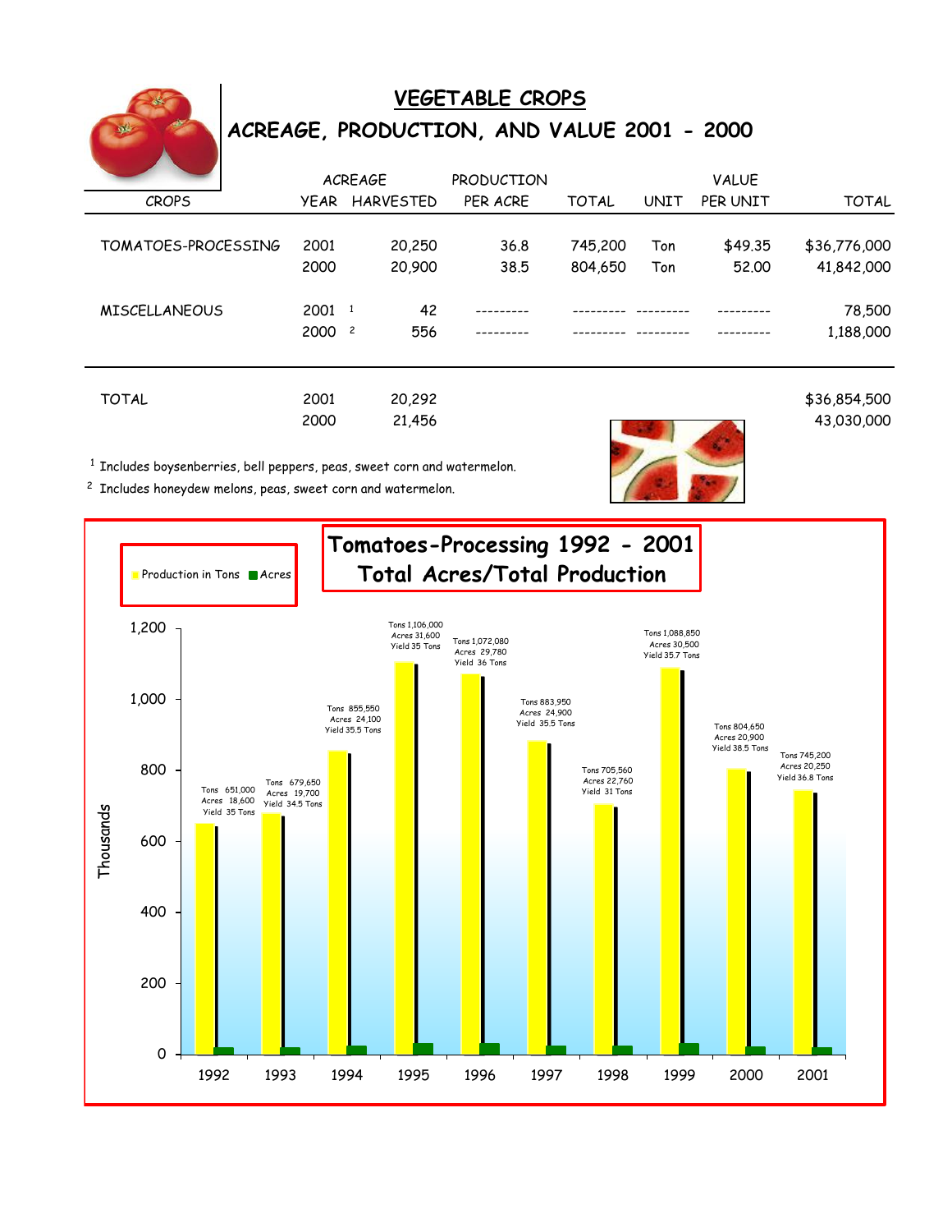# VEGETABLE CROPS

## ACREAGE, PRODUCTION, AND VALUE 2001 - 2000

| CROPS | YEAR | ACREAGE HARVESTED | PRODUCTION PER ACRE | TOTAL | UNIT | VALUE PER UNIT | TOTAL |
|---|---|---|---|---|---|---|---|
| TOMATOES-PROCESSING | 2001 | 20,250 | 36.8 | 745,200 | Ton | $49.35 | $36,776,000 |
| | 2000 | 20,900 | 38.5 | 804,650 | Ton | 52.00 | 41,842,000 |
| MISCELLANEOUS | 2001 [1] | 42 | --------- | --------- | --------- | --------- | 78,500 |
| | 2000 [2] | 556 | --------- | --------- | --------- | --------- | 1,188,000 |
| TOTAL | 2001 | 20,292 | | | | | $36,854,500 |
| | 2000 | 21,456 | | | | | 43,030,000 |

[1] Includes boysenberries, bell peppers, peas, sweet corn and watermelon.

[2] Includes honeydew melons, peas, sweet corn and watermelon.

## Tomatoes-Processing 1992 - 2001 Total Acres/Total Production

Legend: Production in Tons, Acres (Thousands)

| Year | Tons | Acres | Yield |
|---|---|---|---|
| 1992 | 651,000 | 18,600 | 35 Tons |
| 1993 | 679,650 | 19,700 | 34.5 Tons |
| 1994 | 855,550 | 24,100 | 35.5 Tons |
| 1995 | 1,106,000 | 31,600 | 35 Tons |
| 1996 | 1,072,080 | 29,780 | 36 Tons |
| 1997 | 883,950 | 24,900 | 35.5 Tons |
| 1998 | 705,560 | 22,760 | 31 Tons |
| 1999 | 1,088,850 | 30,500 | 35.7 Tons |
| 2000 | 804,650 | 20,900 | 38.5 Tons |
| 2001 | 745,200 | 20,250 | 36.8 Tons |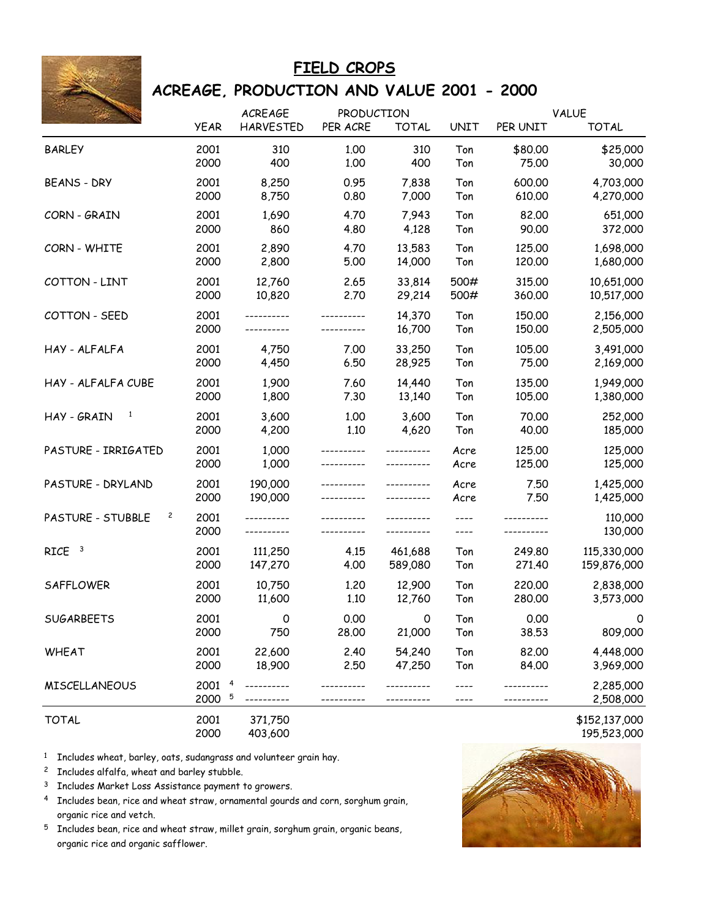# FIELD CROPS

## ACREAGE, PRODUCTION AND VALUE 2001 - 2000

| | YEAR | ACREAGE HARVESTED | PRODUCTION PER ACRE | PRODUCTION TOTAL | UNIT | VALUE PER UNIT | VALUE TOTAL |
|---|---|---|---|---|---|---|---|
| BARLEY | 2001 | 310 | 1.00 | 310 | Ton | $80.00 | $25,000 |
| | 2000 | 400 | 1.00 | 400 | Ton | 75.00 | 30,000 |
| BEANS - DRY | 2001 | 8,250 | 0.95 | 7,838 | Ton | 600.00 | 4,703,000 |
| | 2000 | 8,750 | 0.80 | 7,000 | Ton | 610.00 | 4,270,000 |
| CORN - GRAIN | 2001 | 1,690 | 4.70 | 7,943 | Ton | 82.00 | 651,000 |
| | 2000 | 860 | 4.80 | 4,128 | Ton | 90.00 | 372,000 |
| CORN - WHITE | 2001 | 2,890 | 4.70 | 13,583 | Ton | 125.00 | 1,698,000 |
| | 2000 | 2,800 | 5.00 | 14,000 | Ton | 120.00 | 1,680,000 |
| COTTON - LINT | 2001 | 12,760 | 2.65 | 33,814 | 500# | 315.00 | 10,651,000 |
| | 2000 | 10,820 | 2.70 | 29,214 | 500# | 360.00 | 10,517,000 |
| COTTON - SEED | 2001 | ---------- | ---------- | 14,370 | Ton | 150.00 | 2,156,000 |
| | 2000 | ---------- | ---------- | 16,700 | Ton | 150.00 | 2,505,000 |
| HAY - ALFALFA | 2001 | 4,750 | 7.00 | 33,250 | Ton | 105.00 | 3,491,000 |
| | 2000 | 4,450 | 6.50 | 28,925 | Ton | 75.00 | 2,169,000 |
| HAY - ALFALFA CUBE | 2001 | 1,900 | 7.60 | 14,440 | Ton | 135.00 | 1,949,000 |
| | 2000 | 1,800 | 7.30 | 13,140 | Ton | 105.00 | 1,380,000 |
| HAY - GRAIN [1] | 2001 | 3,600 | 1.00 | 3,600 | Ton | 70.00 | 252,000 |
| | 2000 | 4,200 | 1.10 | 4,620 | Ton | 40.00 | 185,000 |
| PASTURE - IRRIGATED | 2001 | 1,000 | ---------- | ---------- | Acre | 125.00 | 125,000 |
| | 2000 | 1,000 | ---------- | ---------- | Acre | 125.00 | 125,000 |
| PASTURE - DRYLAND | 2001 | 190,000 | ---------- | ---------- | Acre | 7.50 | 1,425,000 |
| | 2000 | 190,000 | ---------- | ---------- | Acre | 7.50 | 1,425,000 |
| PASTURE - STUBBLE [2] | 2001 | ---------- | ---------- | ---------- | ---- | ---------- | 110,000 |
| | 2000 | ---------- | ---------- | ---------- | ---- | ---------- | 130,000 |
| RICE [3] | 2001 | 111,250 | 4.15 | 461,688 | Ton | 249.80 | 115,330,000 |
| | 2000 | 147,270 | 4.00 | 589,080 | Ton | 271.40 | 159,876,000 |
| SAFFLOWER | 2001 | 10,750 | 1.20 | 12,900 | Ton | 220.00 | 2,838,000 |
| | 2000 | 11,600 | 1.10 | 12,760 | Ton | 280.00 | 3,573,000 |
| SUGARBEETS | 2001 | 0 | 0.00 | 0 | Ton | 0.00 | 0 |
| | 2000 | 750 | 28.00 | 21,000 | Ton | 38.53 | 809,000 |
| WHEAT | 2001 | 22,600 | 2.40 | 54,240 | Ton | 82.00 | 4,448,000 |
| | 2000 | 18,900 | 2.50 | 47,250 | Ton | 84.00 | 3,969,000 |
| MISCELLANEOUS | 2001 [4] | ---------- | ---------- | ---------- | ---- | ---------- | 2,285,000 |
| | 2000 [5] | ---------- | ---------- | ---------- | ---- | ---------- | 2,508,000 |
| TOTAL | 2001 | 371,750 | | | | | $152,137,000 |
| | 2000 | 403,600 | | | | | 195,523,000 |

[1] Includes wheat, barley, oats, sudangrass and volunteer grain hay.

[2] Includes alfalfa, wheat and barley stubble.

[3] Includes Market Loss Assistance payment to growers.

[4] Includes bean, rice and wheat straw, ornamental gourds and corn, sorghum grain, organic rice and vetch.

[5] Includes bean, rice and wheat straw, millet grain, sorghum grain, organic beans, organic rice and organic safflower.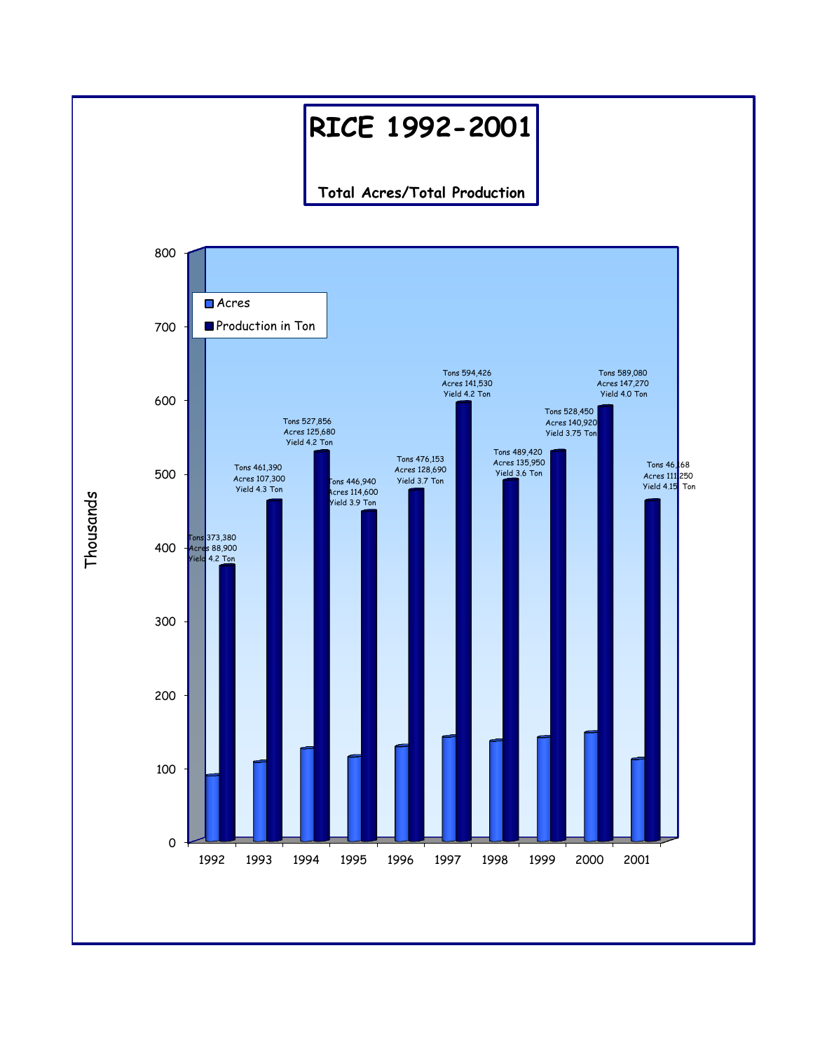# RICE 1992-2001

**Total Acres/Total Production**

| Year | Tons | Acres | Yield |
|---|---|---|---|
| 1992 | 373,380 | 88,900 | 4.2 Ton |
| 1993 | 461,390 | 107,300 | 4.3 Ton |
| 1994 | 527,856 | 125,680 | 4.2 Ton |
| 1995 | 446,940 | 114,600 | 3.9 Ton |
| 1996 | 476,153 | 128,690 | 3.7 Ton |
| 1997 | 594,426 | 141,530 | 4.2 Ton |
| 1998 | 489,420 | 135,950 | 3.6 Ton |
| 1999 | 528,450 | 140,920 | 3.75 Ton |
| 2000 | 589,080 | 147,270 | 4.0 Ton |
| 2001 | 46,168 | 111,250 | 4.15 Ton |

Legend: Acres; Production in Ton

Y-axis: Thousands (0–800)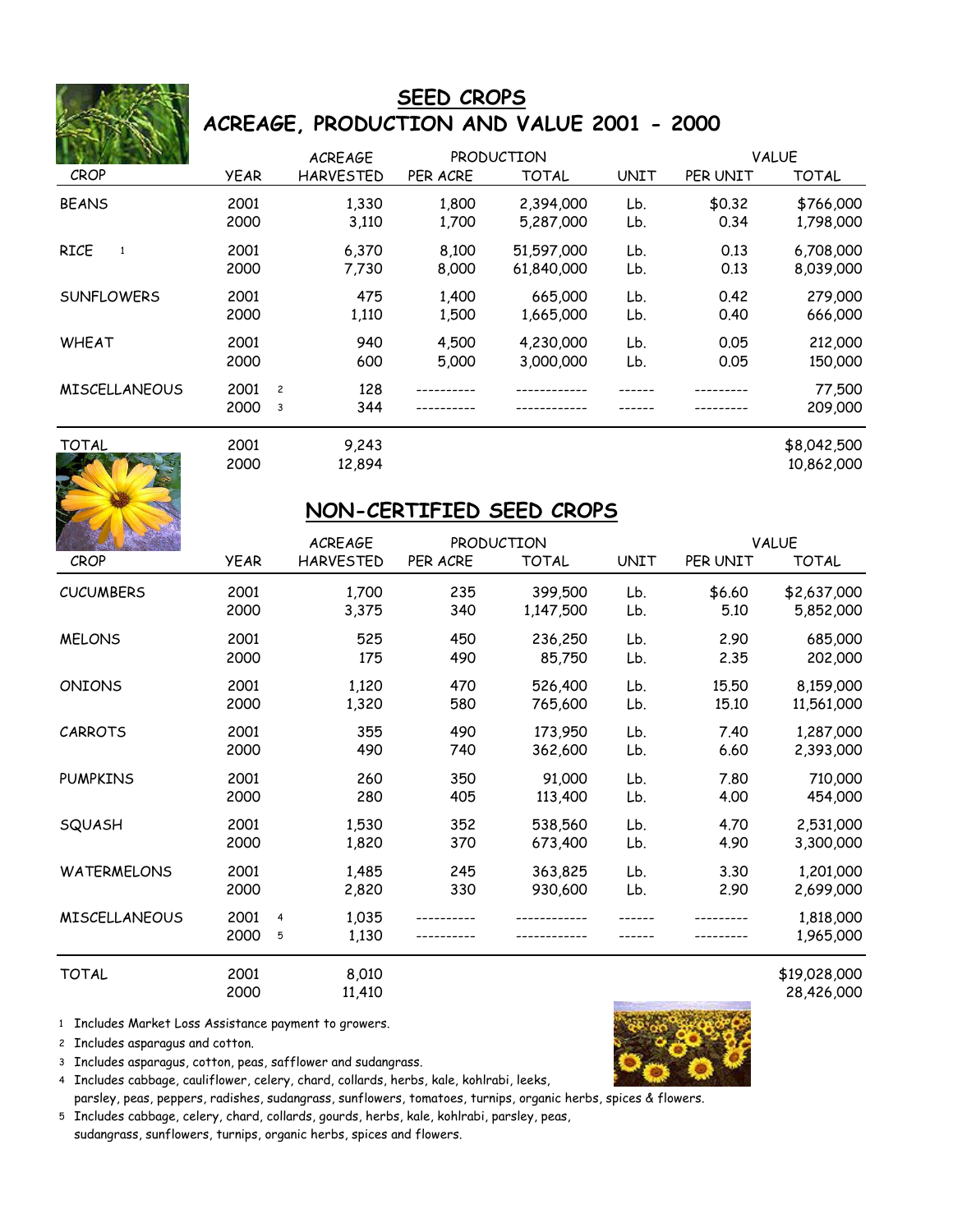# SEED CROPS
## ACREAGE, PRODUCTION AND VALUE 2001 - 2000

| CROP | YEAR | ACREAGE HARVESTED | PRODUCTION PER ACRE | PRODUCTION TOTAL | UNIT | VALUE PER UNIT | VALUE TOTAL |
|---|---|---|---|---|---|---|---|
| BEANS | 2001 | 1,330 | 1,800 | 2,394,000 | Lb. | $0.32 | $766,000 |
| | 2000 | 3,110 | 1,700 | 5,287,000 | Lb. | 0.34 | 1,798,000 |
| RICE [1] | 2001 | 6,370 | 8,100 | 51,597,000 | Lb. | 0.13 | 6,708,000 |
| | 2000 | 7,730 | 8,000 | 61,840,000 | Lb. | 0.13 | 8,039,000 |
| SUNFLOWERS | 2001 | 475 | 1,400 | 665,000 | Lb. | 0.42 | 279,000 |
| | 2000 | 1,110 | 1,500 | 1,665,000 | Lb. | 0.40 | 666,000 |
| WHEAT | 2001 | 940 | 4,500 | 4,230,000 | Lb. | 0.05 | 212,000 |
| | 2000 | 600 | 5,000 | 3,000,000 | Lb. | 0.05 | 150,000 |
| MISCELLANEOUS | 2001 [2] | 128 | ---------- | ------------ | ------ | --------- | 77,500 |
| | 2000 [3] | 344 | ---------- | ------------ | ------ | --------- | 209,000 |
| TOTAL | 2001 | 9,243 | | | | | $8,042,500 |
| | 2000 | 12,894 | | | | | 10,862,000 |

# NON-CERTIFIED SEED CROPS

| CROP | YEAR | ACREAGE HARVESTED | PRODUCTION PER ACRE | PRODUCTION TOTAL | UNIT | VALUE PER UNIT | VALUE TOTAL |
|---|---|---|---|---|---|---|---|
| CUCUMBERS | 2001 | 1,700 | 235 | 399,500 | Lb. | $6.60 | $2,637,000 |
| | 2000 | 3,375 | 340 | 1,147,500 | Lb. | 5.10 | 5,852,000 |
| MELONS | 2001 | 525 | 450 | 236,250 | Lb. | 2.90 | 685,000 |
| | 2000 | 175 | 490 | 85,750 | Lb. | 2.35 | 202,000 |
| ONIONS | 2001 | 1,120 | 470 | 526,400 | Lb. | 15.50 | 8,159,000 |
| | 2000 | 1,320 | 580 | 765,600 | Lb. | 15.10 | 11,561,000 |
| CARROTS | 2001 | 355 | 490 | 173,950 | Lb. | 7.40 | 1,287,000 |
| | 2000 | 490 | 740 | 362,600 | Lb. | 6.60 | 2,393,000 |
| PUMPKINS | 2001 | 260 | 350 | 91,000 | Lb. | 7.80 | 710,000 |
| | 2000 | 280 | 405 | 113,400 | Lb. | 4.00 | 454,000 |
| SQUASH | 2001 | 1,530 | 352 | 538,560 | Lb. | 4.70 | 2,531,000 |
| | 2000 | 1,820 | 370 | 673,400 | Lb. | 4.90 | 3,300,000 |
| WATERMELONS | 2001 | 1,485 | 245 | 363,825 | Lb. | 3.30 | 1,201,000 |
| | 2000 | 2,820 | 330 | 930,600 | Lb. | 2.90 | 2,699,000 |
| MISCELLANEOUS | 2001 [4] | 1,035 | ---------- | ------------ | ------ | --------- | 1,818,000 |
| | 2000 [5] | 1,130 | ---------- | ------------ | ------ | --------- | 1,965,000 |
| TOTAL | 2001 | 8,010 | | | | | $19,028,000 |
| | 2000 | 11,410 | | | | | 28,426,000 |

1 Includes Market Loss Assistance payment to growers.

2 Includes asparagus and cotton.

3 Includes asparagus, cotton, peas, safflower and sudangrass.

4 Includes cabbage, cauliflower, celery, chard, collards, herbs, kale, kohlrabi, leeks, parsley, peas, peppers, radishes, sudangrass, sunflowers, tomatoes, turnips, organic herbs, spices & flowers.

5 Includes cabbage, celery, chard, collards, gourds, herbs, kale, kohlrabi, parsley, peas, sudangrass, sunflowers, turnips, organic herbs, spices and flowers.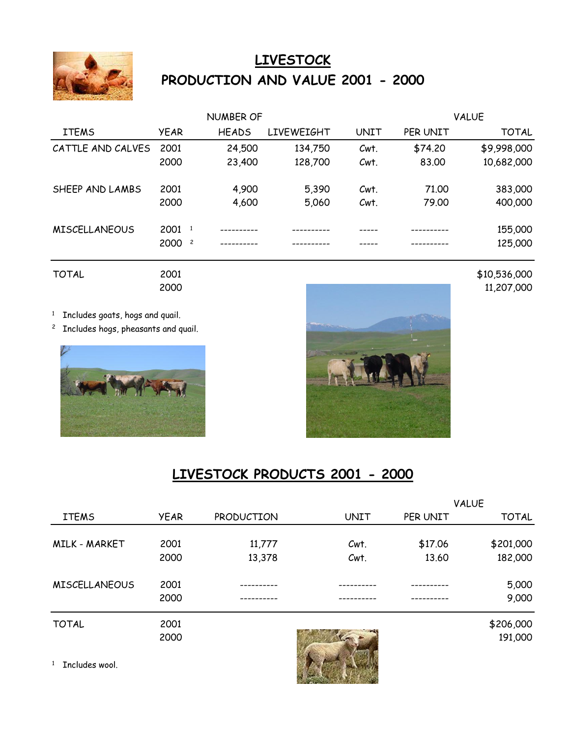# LIVESTOCK

## PRODUCTION AND VALUE 2001 - 2000

| ITEMS | YEAR | NUMBER OF HEADS | LIVEWEIGHT | UNIT | VALUE PER UNIT | VALUE TOTAL |
|---|---|---|---|---|---|---|
| CATTLE AND CALVES | 2001 | 24,500 | 134,750 | Cwt. | $74.20 | $9,998,000 |
| | 2000 | 23,400 | 128,700 | Cwt. | 83.00 | 10,682,000 |
| SHEEP AND LAMBS | 2001 | 4,900 | 5,390 | Cwt. | 71.00 | 383,000 |
| | 2000 | 4,600 | 5,060 | Cwt. | 79.00 | 400,000 |
| MISCELLANEOUS | 2001 [1] | ---------- | ---------- | ----- | ---------- | 155,000 |
| | 2000 [2] | ---------- | ---------- | ----- | ---------- | 125,000 |
| TOTAL | 2001 | | | | | $10,536,000 |
| | 2000 | | | | | 11,207,000 |

[1] Includes goats, hogs and quail.

[2] Includes hogs, pheasants and quail.

## LIVESTOCK PRODUCTS 2001 - 2000

| ITEMS | YEAR | PRODUCTION | UNIT | VALUE PER UNIT | VALUE TOTAL |
|---|---|---|---|---|---|
| MILK - MARKET | 2001 | 11,777 | Cwt. | $17.06 | $201,000 |
| | 2000 | 13,378 | Cwt. | 13.60 | 182,000 |
| MISCELLANEOUS | 2001 | ---------- | ---------- | ---------- | 5,000 |
| | 2000 | ---------- | ---------- | ---------- | 9,000 |
| TOTAL | 2001 | | | | $206,000 |
| | 2000 | | | | 191,000 |

[1] Includes wool.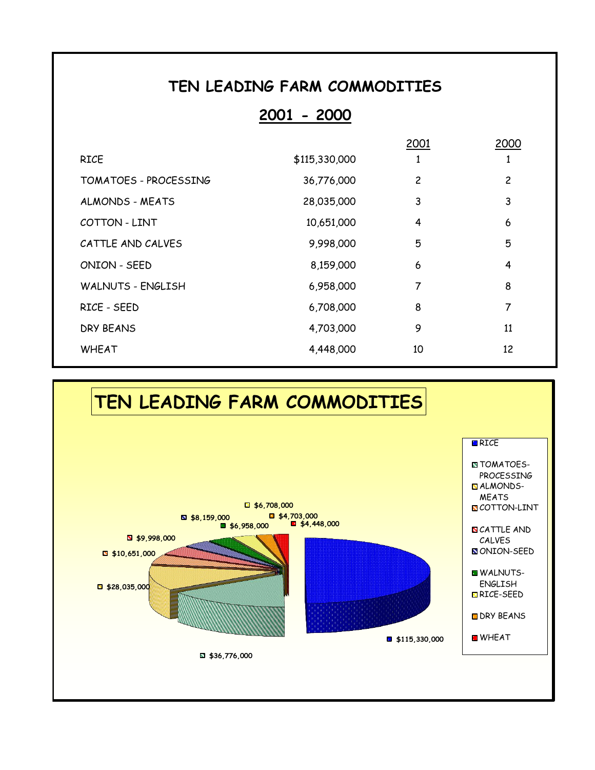# TEN LEADING FARM COMMODITIES

## 2001 - 2000

| | | 2001 | 2000 |
|---|---|---|---|
| RICE | $115,330,000 | 1 | 1 |
| TOMATOES - PROCESSING | 36,776,000 | 2 | 2 |
| ALMONDS - MEATS | 28,035,000 | 3 | 3 |
| COTTON - LINT | 10,651,000 | 4 | 6 |
| CATTLE AND CALVES | 9,998,000 | 5 | 5 |
| ONION - SEED | 8,159,000 | 6 | 4 |
| WALNUTS - ENGLISH | 6,958,000 | 7 | 8 |
| RICE - SEED | 6,708,000 | 8 | 7 |
| DRY BEANS | 4,703,000 | 9 | 11 |
| WHEAT | 4,448,000 | 10 | 12 |

# TEN LEADING FARM COMMODITIES

| Commodity | Value |
|---|---|
| RICE | $115,330,000 |
| TOMATOES-PROCESSING | $36,776,000 |
| ALMONDS-MEATS | $28,035,000 |
| COTTON-LINT | $10,651,000 |
| CATTLE AND CALVES | $9,998,000 |
| ONION-SEED | $8,159,000 |
| WALNUTS-ENGLISH | $6,958,000 |
| RICE-SEED | $6,708,000 |
| DRY BEANS | $4,703,000 |
| WHEAT | $4,448,000 |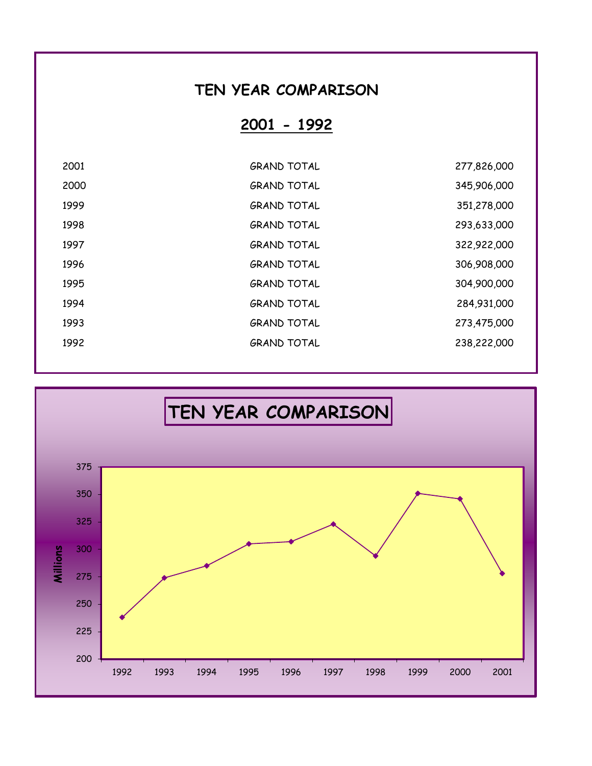# TEN YEAR COMPARISON

## 2001 - 1992

| | | |
|---|---|---|
| 2001 | GRAND TOTAL | 277,826,000 |
| 2000 | GRAND TOTAL | 345,906,000 |
| 1999 | GRAND TOTAL | 351,278,000 |
| 1998 | GRAND TOTAL | 293,633,000 |
| 1997 | GRAND TOTAL | 322,922,000 |
| 1996 | GRAND TOTAL | 306,908,000 |
| 1995 | GRAND TOTAL | 304,900,000 |
| 1994 | GRAND TOTAL | 284,931,000 |
| 1993 | GRAND TOTAL | 273,475,000 |
| 1992 | GRAND TOTAL | 238,222,000 |

## TEN YEAR COMPARISON

Millions

| Year | Millions |
|---|---|
| 1992 | 238 |
| 1993 | 273 |
| 1994 | 285 |
| 1995 | 305 |
| 1996 | 307 |
| 1997 | 323 |
| 1998 | 294 |
| 1999 | 351 |
| 2000 | 346 |
| 2001 | 278 |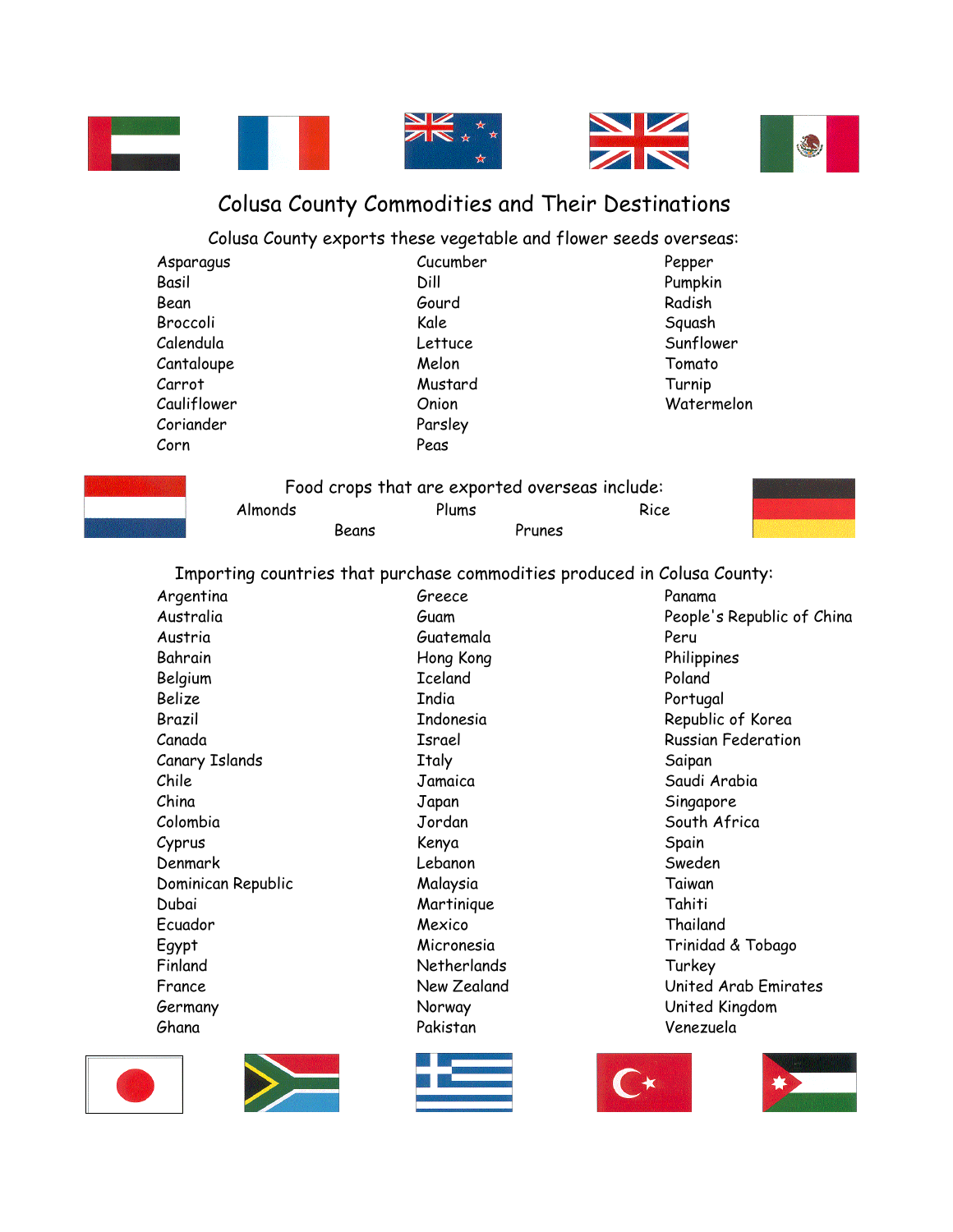# Colusa County Commodities and Their Destinations

Colusa County exports these vegetable and flower seeds overseas:

Asparagus
Basil
Bean
Broccoli
Calendula
Cantaloupe
Carrot
Cauliflower
Coriander
Corn
Cucumber
Dill
Gourd
Kale
Lettuce
Melon
Mustard
Onion
Parsley
Peas
Pepper
Pumpkin
Radish
Squash
Sunflower
Tomato
Turnip
Watermelon

Food crops that are exported overseas include:

Almonds
Beans
Plums
Prunes
Rice

Importing countries that purchase commodities produced in Colusa County:

Argentina
Australia
Austria
Bahrain
Belgium
Belize
Brazil
Canada
Canary Islands
Chile
China
Colombia
Cyprus
Denmark
Dominican Republic
Dubai
Ecuador
Egypt
Finland
France
Germany
Ghana
Greece
Guam
Guatemala
Hong Kong
Iceland
India
Indonesia
Israel
Italy
Jamaica
Japan
Jordan
Kenya
Lebanon
Malaysia
Martinique
Mexico
Micronesia
Netherlands
New Zealand
Norway
Pakistan
Panama
People's Republic of China
Peru
Philippines
Poland
Portugal
Republic of Korea
Russian Federation
Saipan
Saudi Arabia
Singapore
South Africa
Spain
Sweden
Taiwan
Tahiti
Thailand
Trinidad & Tobago
Turkey
United Arab Emirates
United Kingdom
Venezuela